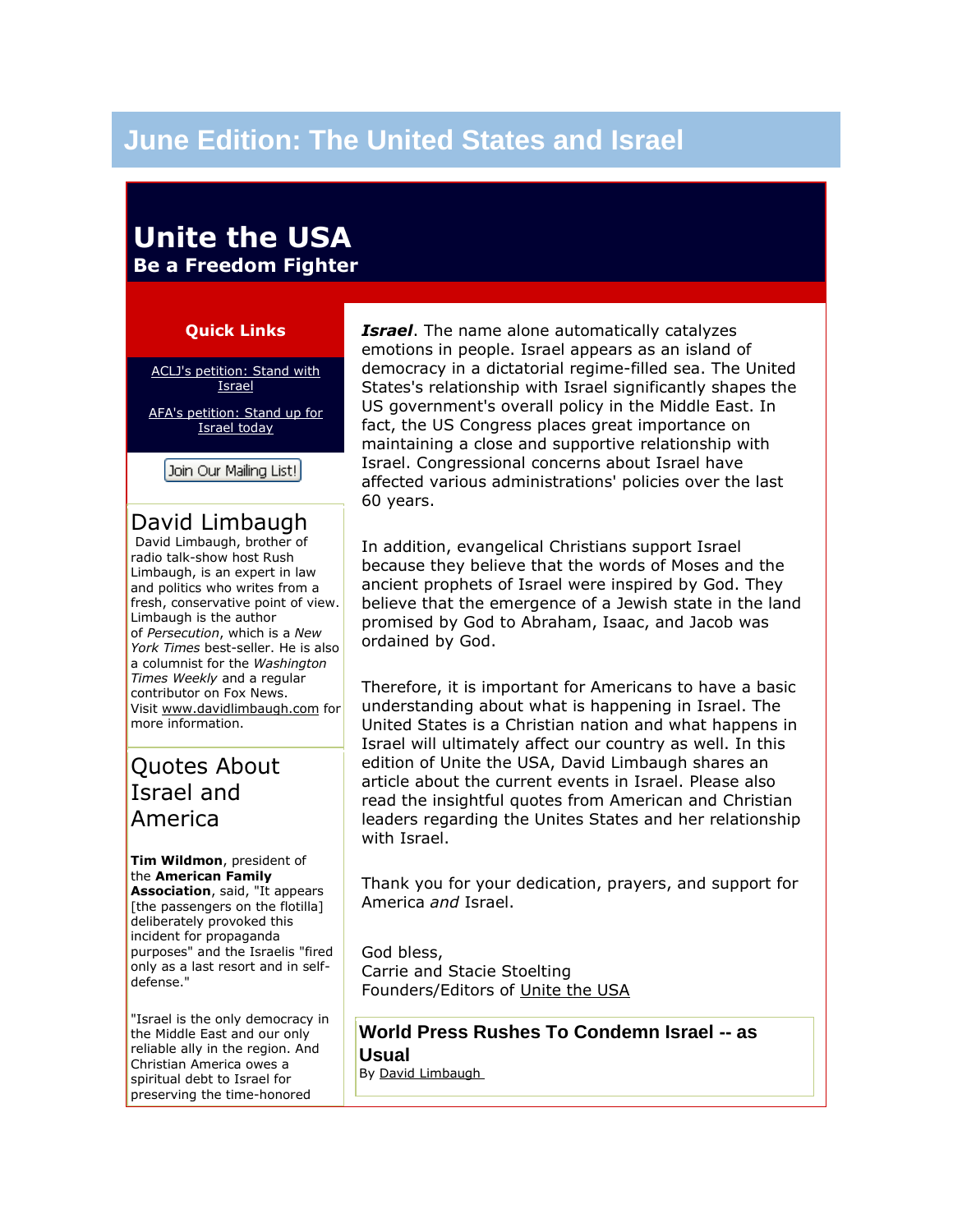# June Edition: The United States and Israel

## Unite the USA

**Be a Freedom Fighter**

### Quick Links

[ACLJ's petition: Stand with Israel]

[AFA's petition: Stand up for Israel today]

Join Our Mailing List!

### David Limbaugh

David Limbaugh, brother of radio talk-show host Rush Limbaugh, is an expert in law and politics who writes from a fresh, conservative point of view. Limbaugh is the author of *Persecution*, which is a *New York Times* best-seller. He is also a columnist for the *Washington Times Weekly* and a regular contributor on Fox News. Visit www.davidlimbaugh.com for more information.

### Quotes About Israel and America

**Tim Wildmon**, president of the **American Family Association**, said, "It appears [the passengers on the flotilla] deliberately provoked this incident for propaganda purposes" and the Israelis "fired only as a last resort and in self-defense."

"Israel is the only democracy in the Middle East and our only reliable ally in the region. And Christian America owes a spiritual debt to Israel for preserving the time-honored

***Israel***. The name alone automatically catalyzes emotions in people. Israel appears as an island of democracy in a dictatorial regime-filled sea. The United States's relationship with Israel significantly shapes the US government's overall policy in the Middle East. In fact, the US Congress places great importance on maintaining a close and supportive relationship with Israel. Congressional concerns about Israel have affected various administrations' policies over the last 60 years.

In addition, evangelical Christians support Israel because they believe that the words of Moses and the ancient prophets of Israel were inspired by God. They believe that the emergence of a Jewish state in the land promised by God to Abraham, Isaac, and Jacob was ordained by God.

Therefore, it is important for Americans to have a basic understanding about what is happening in Israel. The United States is a Christian nation and what happens in Israel will ultimately affect our country as well. In this edition of Unite the USA, David Limbaugh shares an article about the current events in Israel. Please also read the insightful quotes from American and Christian leaders regarding the Unites States and her relationship with Israel.

Thank you for your dedication, prayers, and support for America *and* Israel.

God bless,
Carrie and Stacie Stoelting
Founders/Editors of Unite the USA

### World Press Rushes To Condemn Israel -- as Usual

By David Limbaugh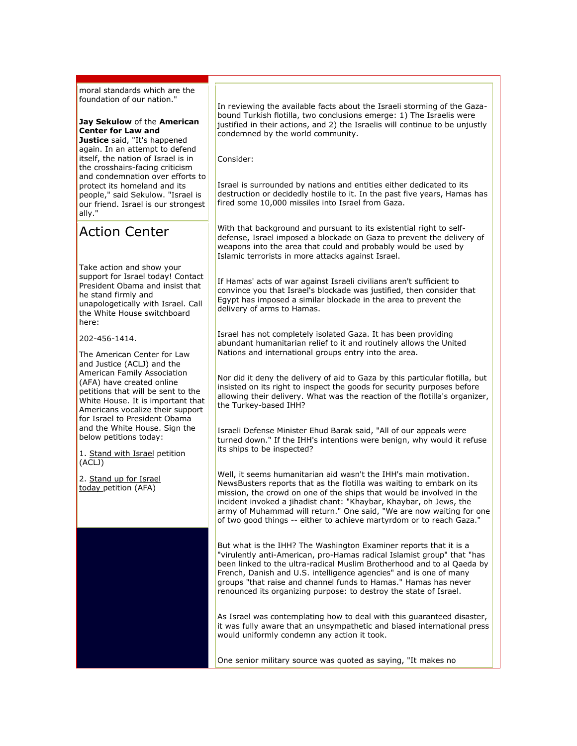moral standards which are the foundation of our nation."

**Jay Sekulow** of the **American Center for Law and Justice** said, "It's happened again. In an attempt to defend itself, the nation of Israel is in the crosshairs-facing criticism and condemnation over efforts to protect its homeland and its people," said Sekulow. "Israel is our friend. Israel is our strongest ally."

# Action Center

Take action and show your support for Israel today! Contact President Obama and insist that he stand firmly and unapologetically with Israel. Call the White House switchboard here:

202-456-1414.

The American Center for Law and Justice (ACLJ) and the American Family Association (AFA) have created online petitions that will be sent to the White House. It is important that Americans vocalize their support for Israel to President Obama and the White House. Sign the below petitions today:

1. Stand with Israel petition (ACLJ)

2. Stand up for Israel today petition (AFA)

In reviewing the available facts about the Israeli storming of the Gaza-bound Turkish flotilla, two conclusions emerge: 1) The Israelis were justified in their actions, and 2) the Israelis will continue to be unjustly condemned by the world community.

Consider:

Israel is surrounded by nations and entities either dedicated to its destruction or decidedly hostile to it. In the past five years, Hamas has fired some 10,000 missiles into Israel from Gaza.

With that background and pursuant to its existential right to self-defense, Israel imposed a blockade on Gaza to prevent the delivery of weapons into the area that could and probably would be used by Islamic terrorists in more attacks against Israel.

If Hamas' acts of war against Israeli civilians aren't sufficient to convince you that Israel's blockade was justified, then consider that Egypt has imposed a similar blockade in the area to prevent the delivery of arms to Hamas.

Israel has not completely isolated Gaza. It has been providing abundant humanitarian relief to it and routinely allows the United Nations and international groups entry into the area.

Nor did it deny the delivery of aid to Gaza by this particular flotilla, but insisted on its right to inspect the goods for security purposes before allowing their delivery. What was the reaction of the flotilla's organizer, the Turkey-based IHH?

Israeli Defense Minister Ehud Barak said, "All of our appeals were turned down." If the IHH's intentions were benign, why would it refuse its ships to be inspected?

Well, it seems humanitarian aid wasn't the IHH's main motivation. NewsBusters reports that as the flotilla was waiting to embark on its mission, the crowd on one of the ships that would be involved in the incident invoked a jihadist chant: "Khaybar, Khaybar, oh Jews, the army of Muhammad will return." One said, "We are now waiting for one of two good things -- either to achieve martyrdom or to reach Gaza."

But what is the IHH? The Washington Examiner reports that it is a "virulently anti-American, pro-Hamas radical Islamist group" that "has been linked to the ultra-radical Muslim Brotherhood and to al Qaeda by French, Danish and U.S. intelligence agencies" and is one of many groups "that raise and channel funds to Hamas." Hamas has never renounced its organizing purpose: to destroy the state of Israel.

As Israel was contemplating how to deal with this guaranteed disaster, it was fully aware that an unsympathetic and biased international press would uniformly condemn any action it took.

One senior military source was quoted as saying, "It makes no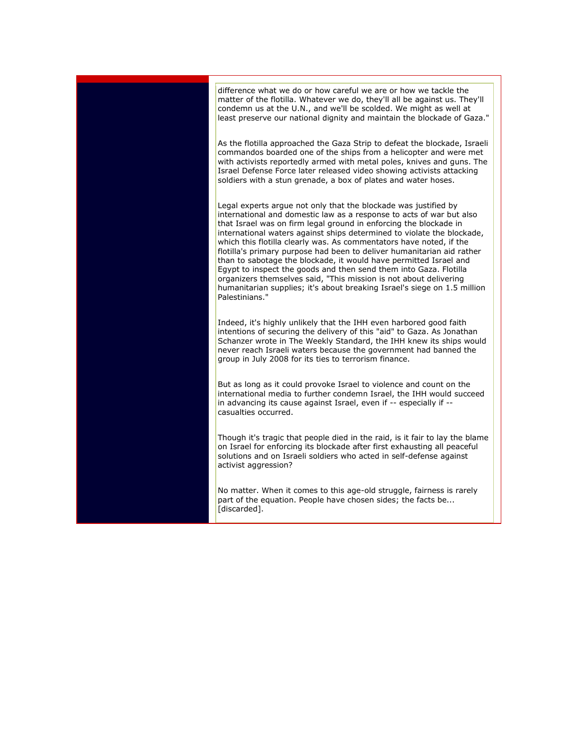difference what we do or how careful we are or how we tackle the matter of the flotilla. Whatever we do, they'll all be against us. They'll condemn us at the U.N., and we'll be scolded. We might as well at least preserve our national dignity and maintain the blockade of Gaza."

As the flotilla approached the Gaza Strip to defeat the blockade, Israeli commandos boarded one of the ships from a helicopter and were met with activists reportedly armed with metal poles, knives and guns. The Israel Defense Force later released video showing activists attacking soldiers with a stun grenade, a box of plates and water hoses.

Legal experts argue not only that the blockade was justified by international and domestic law as a response to acts of war but also that Israel was on firm legal ground in enforcing the blockade in international waters against ships determined to violate the blockade, which this flotilla clearly was. As commentators have noted, if the flotilla's primary purpose had been to deliver humanitarian aid rather than to sabotage the blockade, it would have permitted Israel and Egypt to inspect the goods and then send them into Gaza. Flotilla organizers themselves said, "This mission is not about delivering humanitarian supplies; it's about breaking Israel's siege on 1.5 million Palestinians."

Indeed, it's highly unlikely that the IHH even harbored good faith intentions of securing the delivery of this "aid" to Gaza. As Jonathan Schanzer wrote in The Weekly Standard, the IHH knew its ships would never reach Israeli waters because the government had banned the group in July 2008 for its ties to terrorism finance.

But as long as it could provoke Israel to violence and count on the international media to further condemn Israel, the IHH would succeed in advancing its cause against Israel, even if -- especially if -- casualties occurred.

Though it's tragic that people died in the raid, is it fair to lay the blame on Israel for enforcing its blockade after first exhausting all peaceful solutions and on Israeli soldiers who acted in self-defense against activist aggression?

No matter. When it comes to this age-old struggle, fairness is rarely part of the equation. People have chosen sides; the facts be... [discarded].